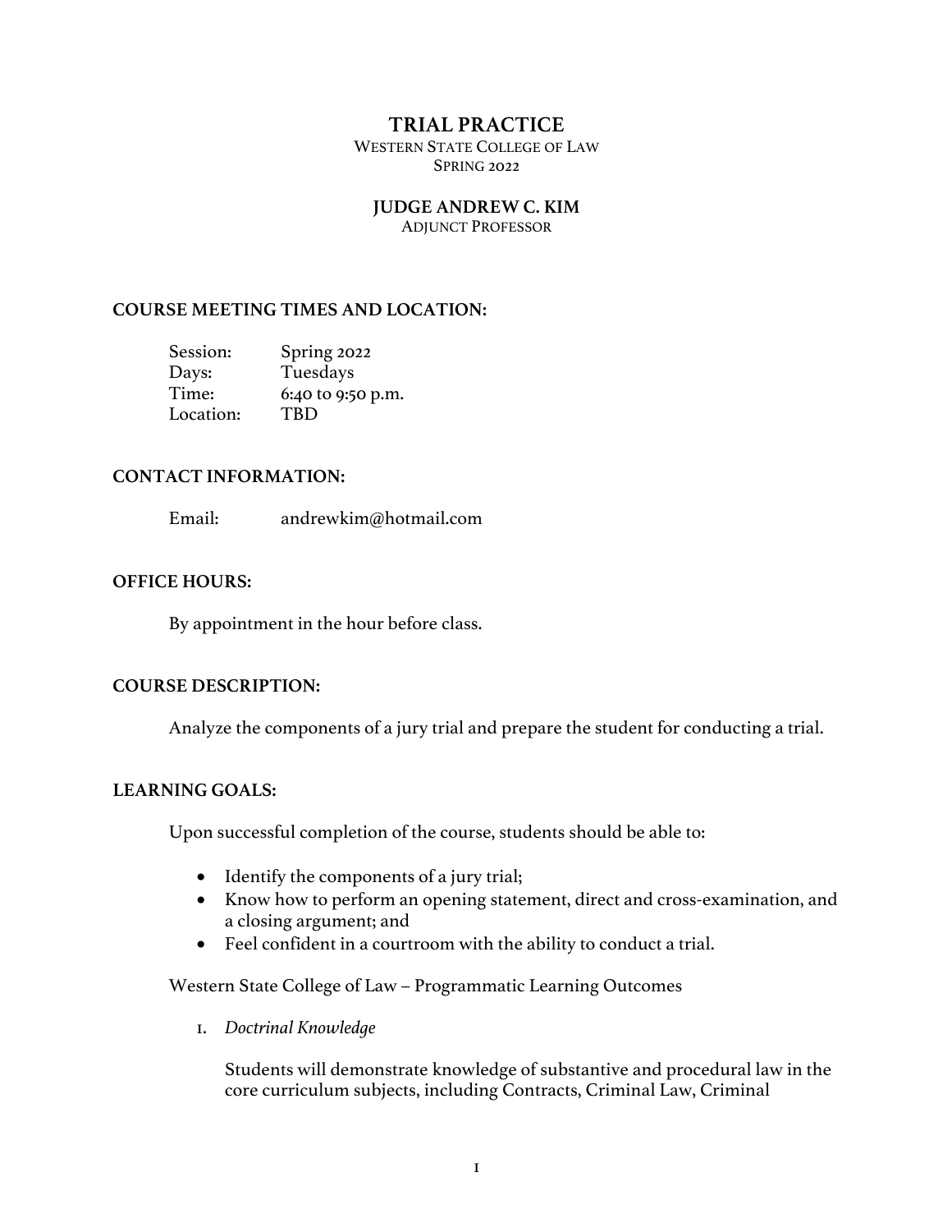# TRIAL PRACTICE

WESTERN STATE COLLEGE OF LAW
SPRING 2022

## JUDGE ANDREW C. KIM

ADJUNCT PROFESSOR

### COURSE MEETING TIMES AND LOCATION:

| | |
|---|---|
| Session: | Spring 2022 |
| Days: | Tuesdays |
| Time: | 6:40 to 9:50 p.m. |
| Location: | TBD |

### CONTACT INFORMATION:

Email: andrewkim@hotmail.com

### OFFICE HOURS:

By appointment in the hour before class.

### COURSE DESCRIPTION:

Analyze the components of a jury trial and prepare the student for conducting a trial.

### LEARNING GOALS:

Upon successful completion of the course, students should be able to:

- Identify the components of a jury trial;
- Know how to perform an opening statement, direct and cross-examination, and a closing argument; and
- Feel confident in a courtroom with the ability to conduct a trial.

Western State College of Law – Programmatic Learning Outcomes

1. *Doctrinal Knowledge*

   Students will demonstrate knowledge of substantive and procedural law in the core curriculum subjects, including Contracts, Criminal Law, Criminal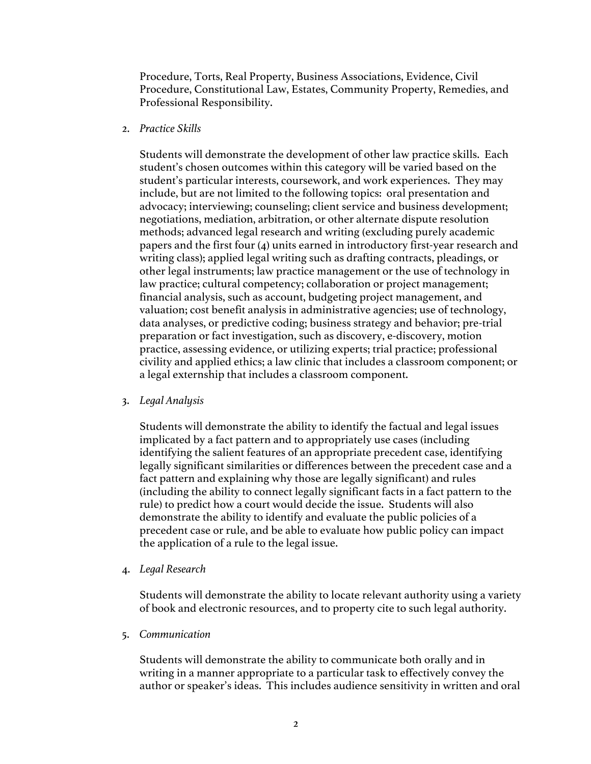Procedure, Torts, Real Property, Business Associations, Evidence, Civil Procedure, Constitutional Law, Estates, Community Property, Remedies, and Professional Responsibility.

2. *Practice Skills*

   Students will demonstrate the development of other law practice skills. Each student's chosen outcomes within this category will be varied based on the student's particular interests, coursework, and work experiences. They may include, but are not limited to the following topics: oral presentation and advocacy; interviewing; counseling; client service and business development; negotiations, mediation, arbitration, or other alternate dispute resolution methods; advanced legal research and writing (excluding purely academic papers and the first four (4) units earned in introductory first-year research and writing class); applied legal writing such as drafting contracts, pleadings, or other legal instruments; law practice management or the use of technology in law practice; cultural competency; collaboration or project management; financial analysis, such as account, budgeting project management, and valuation; cost benefit analysis in administrative agencies; use of technology, data analyses, or predictive coding; business strategy and behavior; pre-trial preparation or fact investigation, such as discovery, e-discovery, motion practice, assessing evidence, or utilizing experts; trial practice; professional civility and applied ethics; a law clinic that includes a classroom component; or a legal externship that includes a classroom component.

3. *Legal Analysis*

   Students will demonstrate the ability to identify the factual and legal issues implicated by a fact pattern and to appropriately use cases (including identifying the salient features of an appropriate precedent case, identifying legally significant similarities or differences between the precedent case and a fact pattern and explaining why those are legally significant) and rules (including the ability to connect legally significant facts in a fact pattern to the rule) to predict how a court would decide the issue. Students will also demonstrate the ability to identify and evaluate the public policies of a precedent case or rule, and be able to evaluate how public policy can impact the application of a rule to the legal issue.

4. *Legal Research*

   Students will demonstrate the ability to locate relevant authority using a variety of book and electronic resources, and to property cite to such legal authority.

5. *Communication*

   Students will demonstrate the ability to communicate both orally and in writing in a manner appropriate to a particular task to effectively convey the author or speaker's ideas. This includes audience sensitivity in written and oral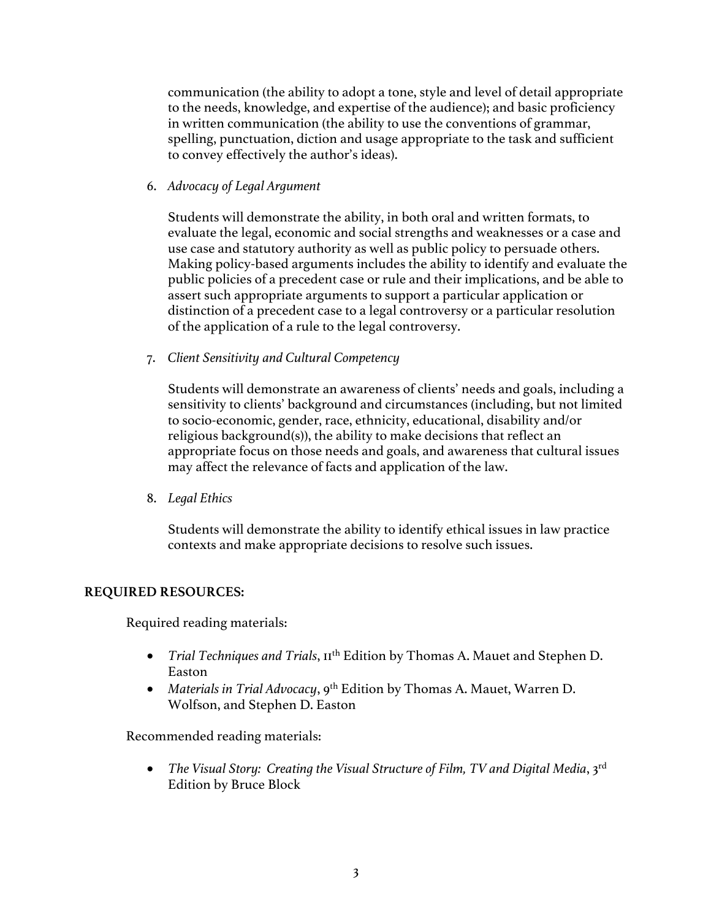communication (the ability to adopt a tone, style and level of detail appropriate to the needs, knowledge, and expertise of the audience); and basic proficiency in written communication (the ability to use the conventions of grammar, spelling, punctuation, diction and usage appropriate to the task and sufficient to convey effectively the author's ideas).

6. *Advocacy of Legal Argument*

   Students will demonstrate the ability, in both oral and written formats, to evaluate the legal, economic and social strengths and weaknesses or a case and use case and statutory authority as well as public policy to persuade others. Making policy-based arguments includes the ability to identify and evaluate the public policies of a precedent case or rule and their implications, and be able to assert such appropriate arguments to support a particular application or distinction of a precedent case to a legal controversy or a particular resolution of the application of a rule to the legal controversy.

7. *Client Sensitivity and Cultural Competency*

   Students will demonstrate an awareness of clients' needs and goals, including a sensitivity to clients' background and circumstances (including, but not limited to socio-economic, gender, race, ethnicity, educational, disability and/or religious background(s)), the ability to make decisions that reflect an appropriate focus on those needs and goals, and awareness that cultural issues may affect the relevance of facts and application of the law.

8. *Legal Ethics*

   Students will demonstrate the ability to identify ethical issues in law practice contexts and make appropriate decisions to resolve such issues.

**REQUIRED RESOURCES:**

Required reading materials:

- *Trial Techniques and Trials*, 11th Edition by Thomas A. Mauet and Stephen D. Easton
- *Materials in Trial Advocacy*, 9th Edition by Thomas A. Mauet, Warren D. Wolfson, and Stephen D. Easton

Recommended reading materials:

- *The Visual Story: Creating the Visual Structure of Film, TV and Digital Media*, 3rd Edition by Bruce Block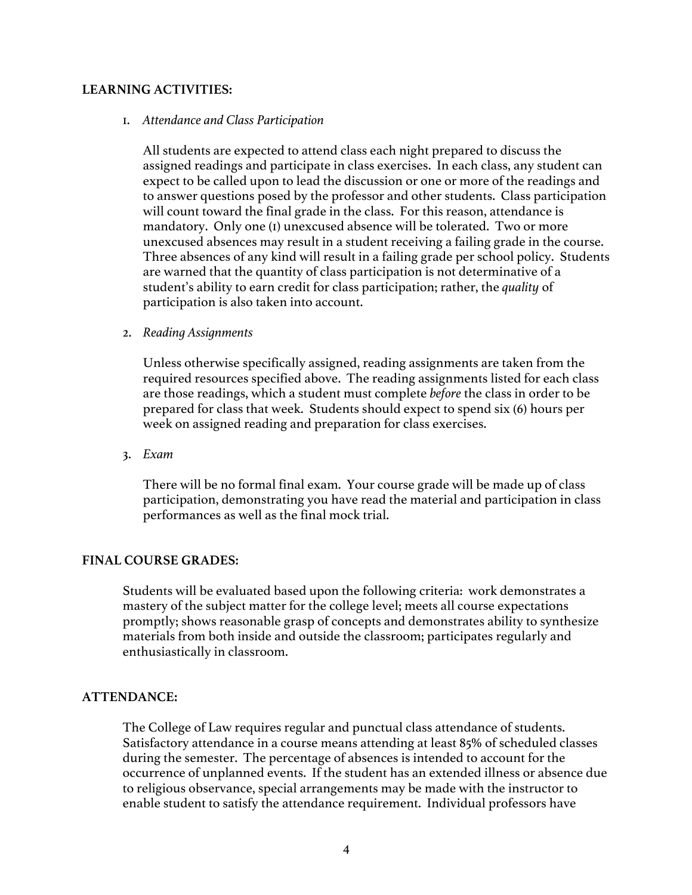**LEARNING ACTIVITIES:**

1. *Attendance and Class Participation*

   All students are expected to attend class each night prepared to discuss the assigned readings and participate in class exercises. In each class, any student can expect to be called upon to lead the discussion or one or more of the readings and to answer questions posed by the professor and other students. Class participation will count toward the final grade in the class. For this reason, attendance is mandatory. Only one (1) unexcused absence will be tolerated. Two or more unexcused absences may result in a student receiving a failing grade in the course. Three absences of any kind will result in a failing grade per school policy. Students are warned that the quantity of class participation is not determinative of a student's ability to earn credit for class participation; rather, the *quality* of participation is also taken into account.

2. *Reading Assignments*

   Unless otherwise specifically assigned, reading assignments are taken from the required resources specified above. The reading assignments listed for each class are those readings, which a student must complete *before* the class in order to be prepared for class that week. Students should expect to spend six (6) hours per week on assigned reading and preparation for class exercises.

3. *Exam*

   There will be no formal final exam. Your course grade will be made up of class participation, demonstrating you have read the material and participation in class performances as well as the final mock trial.

**FINAL COURSE GRADES:**

Students will be evaluated based upon the following criteria: work demonstrates a mastery of the subject matter for the college level; meets all course expectations promptly; shows reasonable grasp of concepts and demonstrates ability to synthesize materials from both inside and outside the classroom; participates regularly and enthusiastically in classroom.

**ATTENDANCE:**

The College of Law requires regular and punctual class attendance of students. Satisfactory attendance in a course means attending at least 85% of scheduled classes during the semester. The percentage of absences is intended to account for the occurrence of unplanned events. If the student has an extended illness or absence due to religious observance, special arrangements may be made with the instructor to enable student to satisfy the attendance requirement. Individual professors have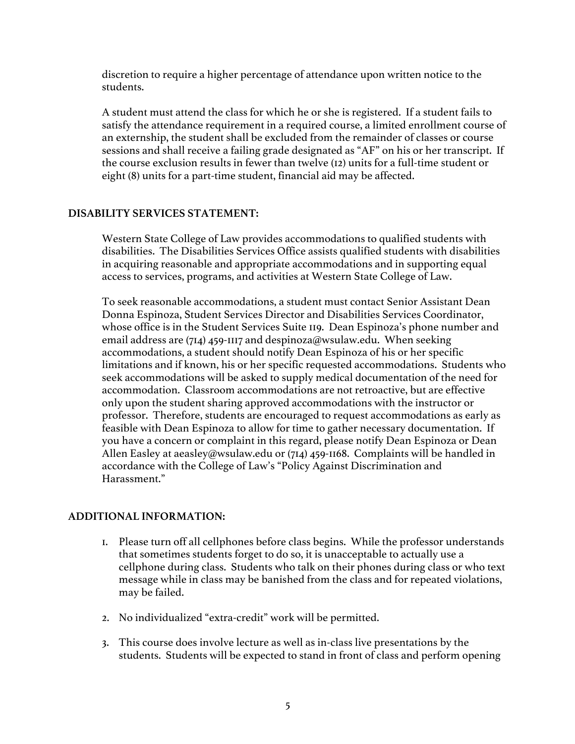discretion to require a higher percentage of attendance upon written notice to the students.

A student must attend the class for which he or she is registered. If a student fails to satisfy the attendance requirement in a required course, a limited enrollment course of an externship, the student shall be excluded from the remainder of classes or course sessions and shall receive a failing grade designated as "AF" on his or her transcript. If the course exclusion results in fewer than twelve (12) units for a full-time student or eight (8) units for a part-time student, financial aid may be affected.

## DISABILITY SERVICES STATEMENT:

Western State College of Law provides accommodations to qualified students with disabilities. The Disabilities Services Office assists qualified students with disabilities in acquiring reasonable and appropriate accommodations and in supporting equal access to services, programs, and activities at Western State College of Law.

To seek reasonable accommodations, a student must contact Senior Assistant Dean Donna Espinoza, Student Services Director and Disabilities Services Coordinator, whose office is in the Student Services Suite 119. Dean Espinoza's phone number and email address are (714) 459-1117 and despinoza@wsulaw.edu. When seeking accommodations, a student should notify Dean Espinoza of his or her specific limitations and if known, his or her specific requested accommodations. Students who seek accommodations will be asked to supply medical documentation of the need for accommodation. Classroom accommodations are not retroactive, but are effective only upon the student sharing approved accommodations with the instructor or professor. Therefore, students are encouraged to request accommodations as early as feasible with Dean Espinoza to allow for time to gather necessary documentation. If you have a concern or complaint in this regard, please notify Dean Espinoza or Dean Allen Easley at aeasley@wsulaw.edu or (714) 459-1168. Complaints will be handled in accordance with the College of Law's "Policy Against Discrimination and Harassment."

## ADDITIONAL INFORMATION:

1. Please turn off all cellphones before class begins. While the professor understands that sometimes students forget to do so, it is unacceptable to actually use a cellphone during class. Students who talk on their phones during class or who text message while in class may be banished from the class and for repeated violations, may be failed.

2. No individualized "extra-credit" work will be permitted.

3. This course does involve lecture as well as in-class live presentations by the students. Students will be expected to stand in front of class and perform opening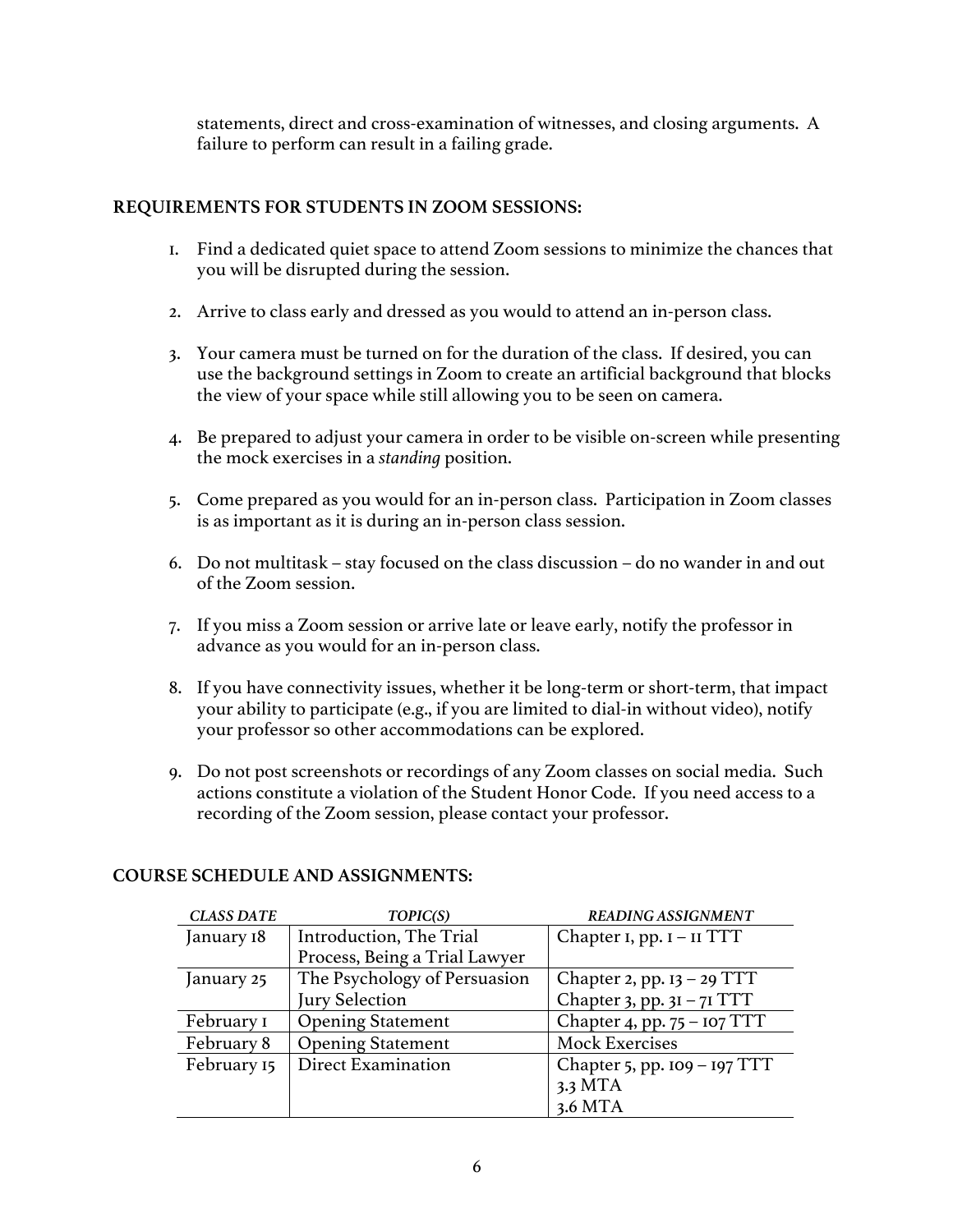statements, direct and cross-examination of witnesses, and closing arguments. A failure to perform can result in a failing grade.

**REQUIREMENTS FOR STUDENTS IN ZOOM SESSIONS:**

1. Find a dedicated quiet space to attend Zoom sessions to minimize the chances that you will be disrupted during the session.

2. Arrive to class early and dressed as you would to attend an in-person class.

3. Your camera must be turned on for the duration of the class. If desired, you can use the background settings in Zoom to create an artificial background that blocks the view of your space while still allowing you to be seen on camera.

4. Be prepared to adjust your camera in order to be visible on-screen while presenting the mock exercises in a *standing* position.

5. Come prepared as you would for an in-person class. Participation in Zoom classes is as important as it is during an in-person class session.

6. Do not multitask – stay focused on the class discussion – do no wander in and out of the Zoom session.

7. If you miss a Zoom session or arrive late or leave early, notify the professor in advance as you would for an in-person class.

8. If you have connectivity issues, whether it be long-term or short-term, that impact your ability to participate (e.g., if you are limited to dial-in without video), notify your professor so other accommodations can be explored.

9. Do not post screenshots or recordings of any Zoom classes on social media. Such actions constitute a violation of the Student Honor Code. If you need access to a recording of the Zoom session, please contact your professor.

**COURSE SCHEDULE AND ASSIGNMENTS:**

| *CLASS DATE* | *TOPIC(S)* | *READING ASSIGNMENT* |
|---|---|---|
| January 18 | Introduction, The Trial Process, Being a Trial Lawyer | Chapter 1, pp. 1 – 11 TTT |
| January 25 | The Psychology of Persuasion<br>Jury Selection | Chapter 2, pp. 13 – 29 TTT<br>Chapter 3, pp. 31 – 71 TTT |
| February 1 | Opening Statement | Chapter 4, pp. 75 – 107 TTT |
| February 8 | Opening Statement | Mock Exercises |
| February 15 | Direct Examination | Chapter 5, pp. 109 – 197 TTT<br>3.3 MTA<br>3.6 MTA |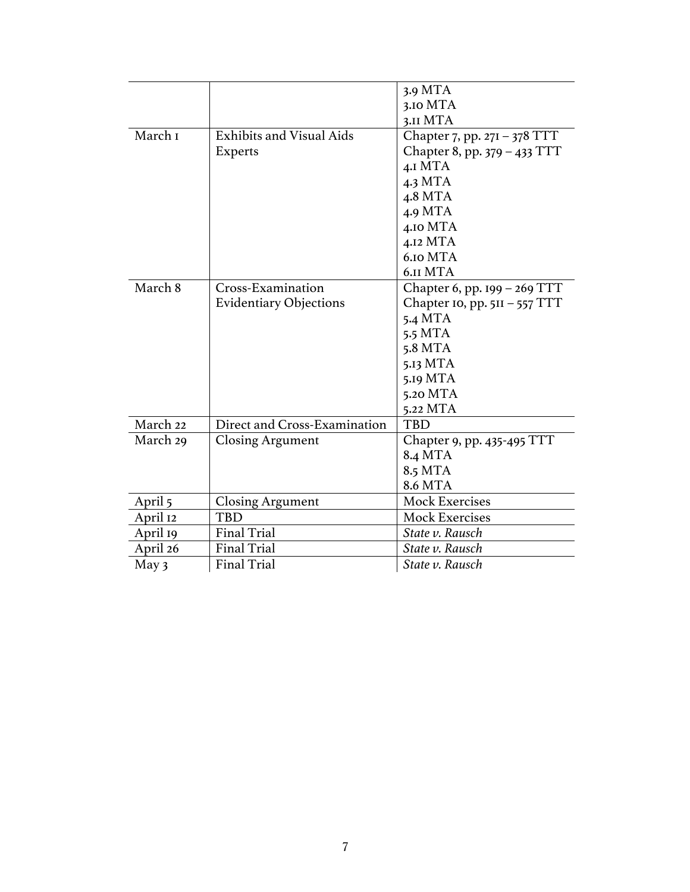| | | |
|---|---|---|
| | | 3.9 MTA<br>3.10 MTA<br>3.11 MTA |
| March 1 | Exhibits and Visual Aids<br>Experts | Chapter 7, pp. 271 – 378 TTT<br>Chapter 8, pp. 379 – 433 TTT<br>4.1 MTA<br>4.3 MTA<br>4.8 MTA<br>4.9 MTA<br>4.10 MTA<br>4.12 MTA<br>6.10 MTA<br>6.11 MTA |
| March 8 | Cross-Examination<br>Evidentiary Objections | Chapter 6, pp. 199 – 269 TTT<br>Chapter 10, pp. 511 – 557 TTT<br>5.4 MTA<br>5.5 MTA<br>5.8 MTA<br>5.13 MTA<br>5.19 MTA<br>5.20 MTA<br>5.22 MTA |
| March 22 | Direct and Cross-Examination | TBD |
| March 29 | Closing Argument | Chapter 9, pp. 435-495 TTT<br>8.4 MTA<br>8.5 MTA<br>8.6 MTA |
| April 5 | Closing Argument | Mock Exercises |
| April 12 | TBD | Mock Exercises |
| April 19 | Final Trial | *State v. Rausch* |
| April 26 | Final Trial | *State v. Rausch* |
| May 3 | Final Trial | *State v. Rausch* |